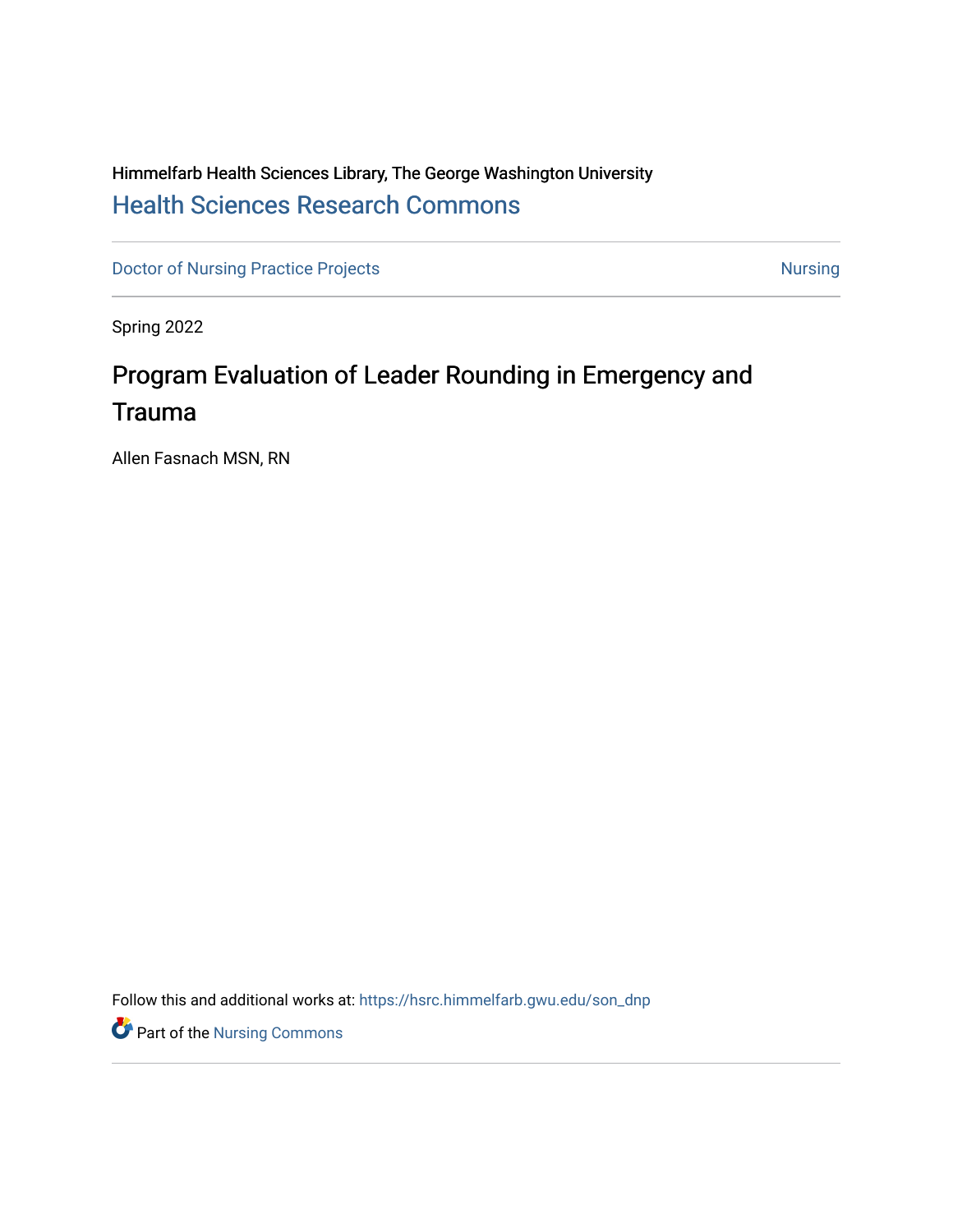Himmelfarb Health Sciences Library, The George Washington University

## Health Sciences Research Commons

Doctor of Nursing Practice Projects | Nursing

Spring 2022

# Program Evaluation of Leader Rounding in Emergency and Trauma

Allen Fasnach MSN, RN

Follow this and additional works at: https://hsrc.himmelfarb.gwu.edu/son_dnp

Part of the Nursing Commons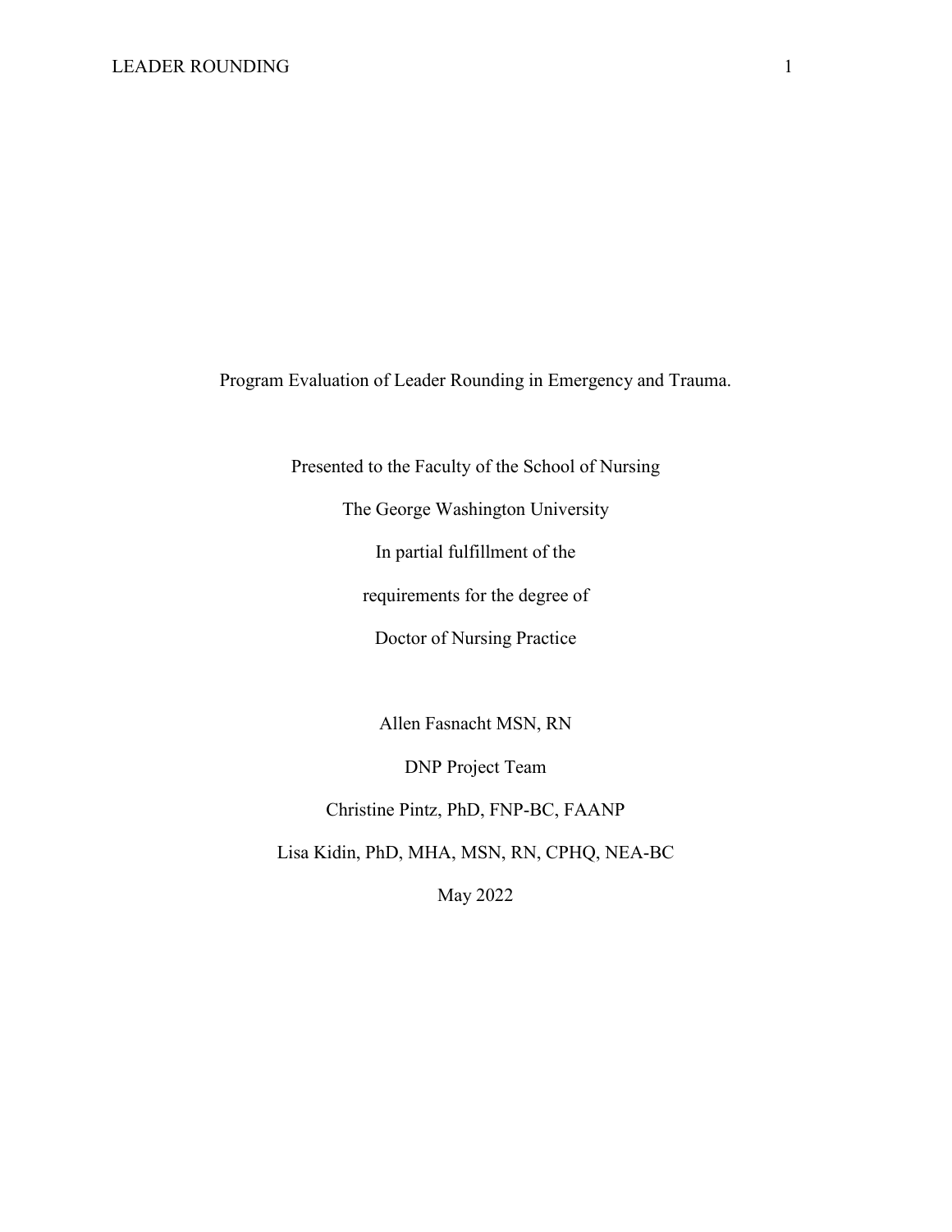# Program Evaluation of Leader Rounding in Emergency and Trauma.

Presented to the Faculty of the School of Nursing

The George Washington University

In partial fulfillment of the

requirements for the degree of

Doctor of Nursing Practice

Allen Fasnacht MSN, RN

DNP Project Team

Christine Pintz, PhD, FNP-BC, FAANP

Lisa Kidin, PhD, MHA, MSN, RN, CPHQ, NEA-BC

May 2022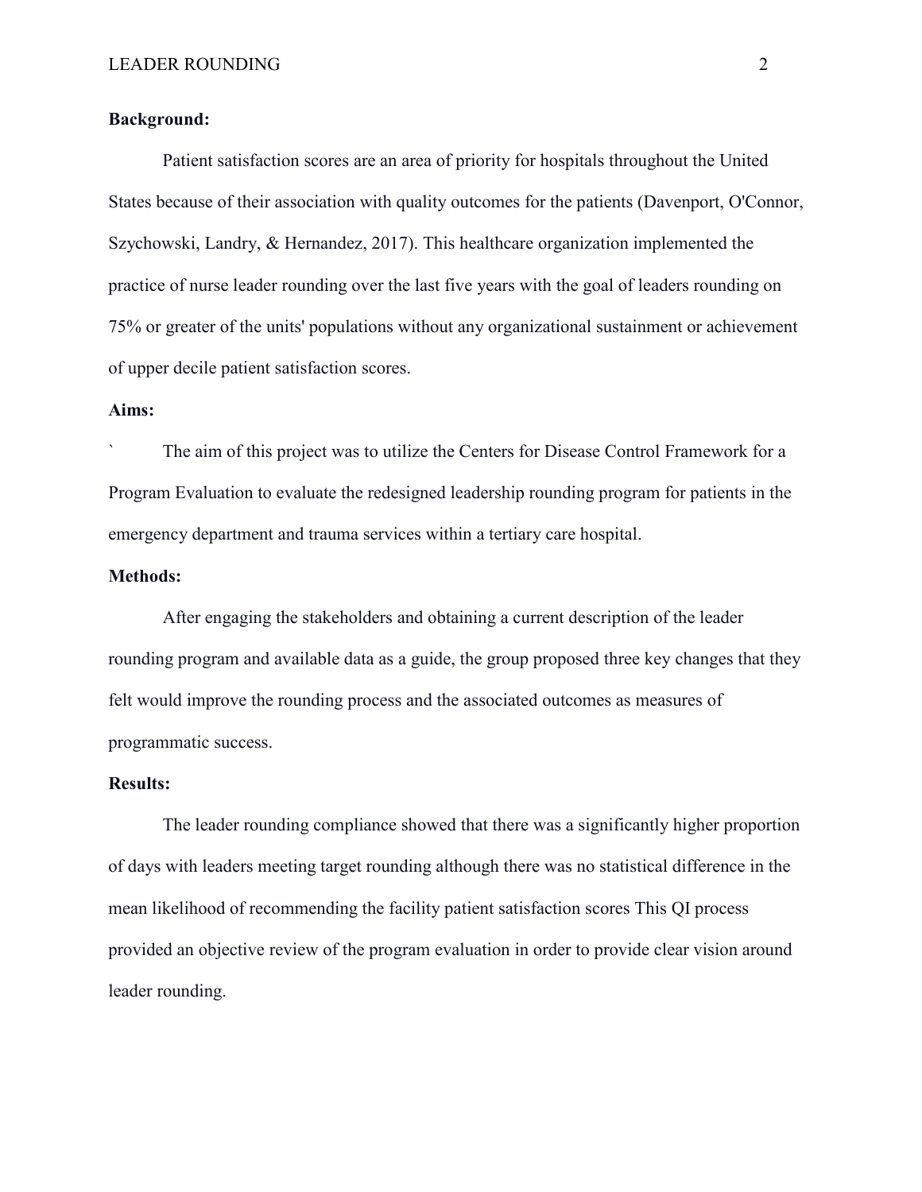**Background:**

Patient satisfaction scores are an area of priority for hospitals throughout the United States because of their association with quality outcomes for the patients (Davenport, O'Connor, Szychowski, Landry, & Hernandez, 2017). This healthcare organization implemented the practice of nurse leader rounding over the last five years with the goal of leaders rounding on 75% or greater of the units' populations without any organizational sustainment or achievement of upper decile patient satisfaction scores.

**Aims:**

` The aim of this project was to utilize the Centers for Disease Control Framework for a Program Evaluation to evaluate the redesigned leadership rounding program for patients in the emergency department and trauma services within a tertiary care hospital.

**Methods:**

After engaging the stakeholders and obtaining a current description of the leader rounding program and available data as a guide, the group proposed three key changes that they felt would improve the rounding process and the associated outcomes as measures of programmatic success.

**Results:**

The leader rounding compliance showed that there was a significantly higher proportion of days with leaders meeting target rounding although there was no statistical difference in the mean likelihood of recommending the facility patient satisfaction scores This QI process provided an objective review of the program evaluation in order to provide clear vision around leader rounding.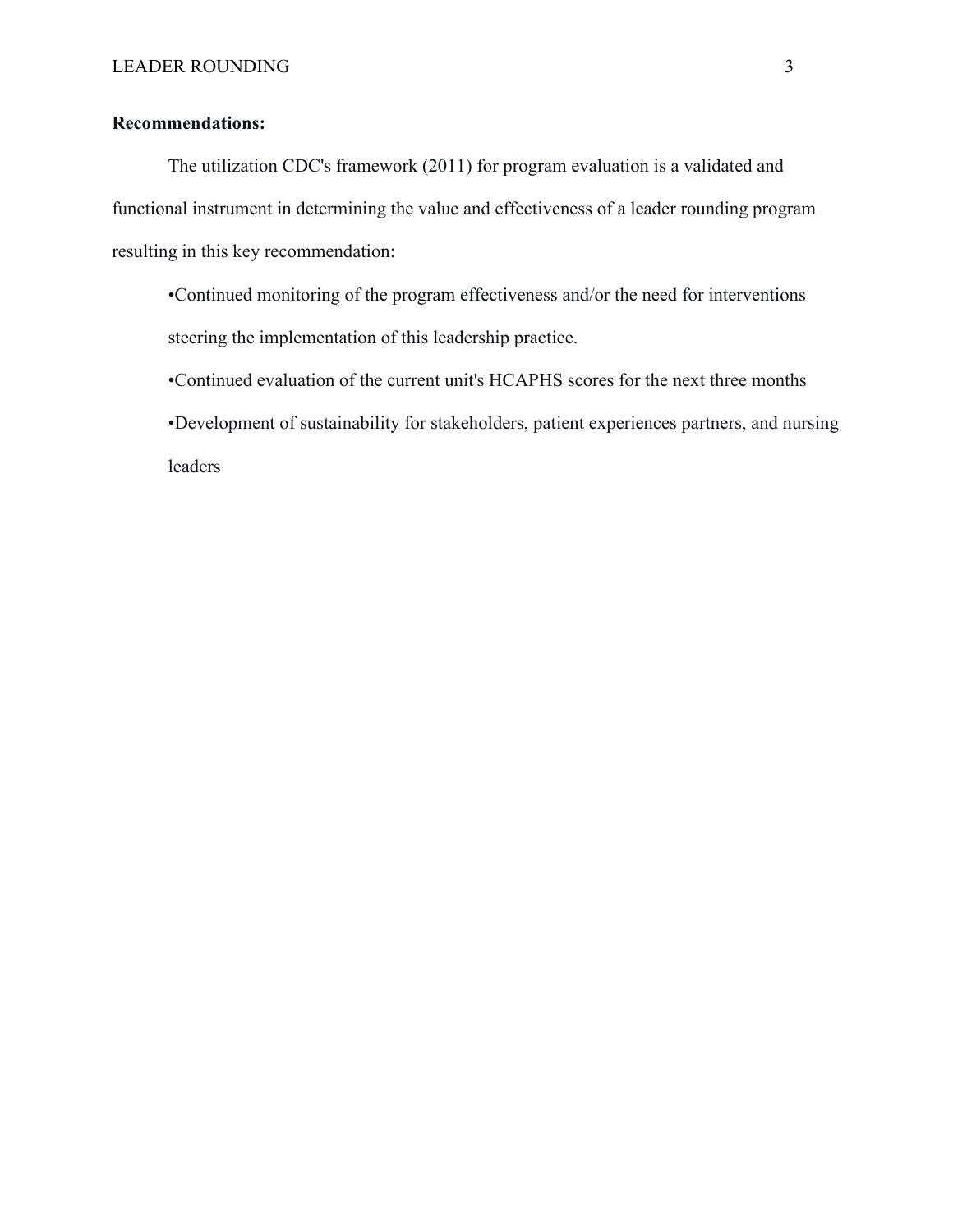**Recommendations:**

The utilization CDC's framework (2011) for program evaluation is a validated and functional instrument in determining the value and effectiveness of a leader rounding program resulting in this key recommendation:

•Continued monitoring of the program effectiveness and/or the need for interventions steering the implementation of this leadership practice.

•Continued evaluation of the current unit's HCAPHS scores for the next three months

•Development of sustainability for stakeholders, patient experiences partners, and nursing leaders